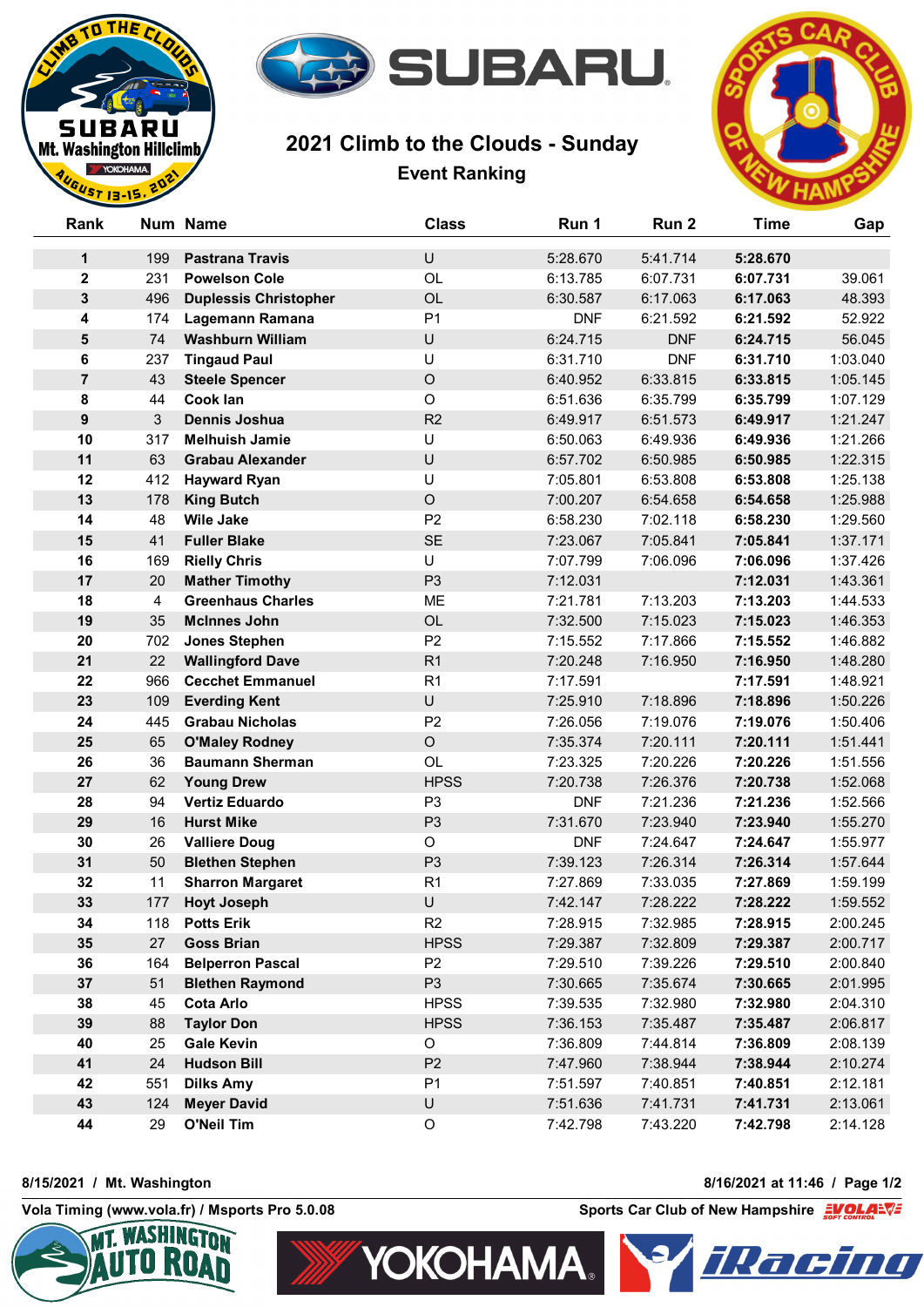# 2021 Climb to the Clouds - Sunday

## Event Ranking

| Rank | Num | Name | Class | Run 1 | Run 2 | Time | Gap |
|---|---|---|---|---|---|---|---|
| 1 | 199 | Pastrana Travis | U | 5:28.670 | 5:41.714 | 5:28.670 | |
| 2 | 231 | Powelson Cole | OL | 6:13.785 | 6:07.731 | 6:07.731 | 39.061 |
| 3 | 496 | Duplessis Christopher | OL | 6:30.587 | 6:17.063 | 6:17.063 | 48.393 |
| 4 | 174 | Lagemann Ramana | P1 | DNF | 6:21.592 | 6:21.592 | 52.922 |
| 5 | 74 | Washburn William | U | 6:24.715 | DNF | 6:24.715 | 56.045 |
| 6 | 237 | Tingaud Paul | U | 6:31.710 | DNF | 6:31.710 | 1:03.040 |
| 7 | 43 | Steele Spencer | O | 6:40.952 | 6:33.815 | 6:33.815 | 1:05.145 |
| 8 | 44 | Cook Ian | O | 6:51.636 | 6:35.799 | 6:35.799 | 1:07.129 |
| 9 | 3 | Dennis Joshua | R2 | 6:49.917 | 6:51.573 | 6:49.917 | 1:21.247 |
| 10 | 317 | Melhuish Jamie | U | 6:50.063 | 6:49.936 | 6:49.936 | 1:21.266 |
| 11 | 63 | Grabau Alexander | U | 6:57.702 | 6:50.985 | 6:50.985 | 1:22.315 |
| 12 | 412 | Hayward Ryan | U | 7:05.801 | 6:53.808 | 6:53.808 | 1:25.138 |
| 13 | 178 | King Butch | O | 7:00.207 | 6:54.658 | 6:54.658 | 1:25.988 |
| 14 | 48 | Wile Jake | P2 | 6:58.230 | 7:02.118 | 6:58.230 | 1:29.560 |
| 15 | 41 | Fuller Blake | SE | 7:23.067 | 7:05.841 | 7:05.841 | 1:37.171 |
| 16 | 169 | Rielly Chris | U | 7:07.799 | 7:06.096 | 7:06.096 | 1:37.426 |
| 17 | 20 | Mather Timothy | P3 | 7:12.031 | | 7:12.031 | 1:43.361 |
| 18 | 4 | Greenhaus Charles | ME | 7:21.781 | 7:13.203 | 7:13.203 | 1:44.533 |
| 19 | 35 | McInnes John | OL | 7:32.500 | 7:15.023 | 7:15.023 | 1:46.353 |
| 20 | 702 | Jones Stephen | P2 | 7:15.552 | 7:17.866 | 7:15.552 | 1:46.882 |
| 21 | 22 | Wallingford Dave | R1 | 7:20.248 | 7:16.950 | 7:16.950 | 1:48.280 |
| 22 | 966 | Cecchet Emmanuel | R1 | 7:17.591 | | 7:17.591 | 1:48.921 |
| 23 | 109 | Everding Kent | U | 7:25.910 | 7:18.896 | 7:18.896 | 1:50.226 |
| 24 | 445 | Grabau Nicholas | P2 | 7:26.056 | 7:19.076 | 7:19.076 | 1:50.406 |
| 25 | 65 | O'Maley Rodney | O | 7:35.374 | 7:20.111 | 7:20.111 | 1:51.441 |
| 26 | 36 | Baumann Sherman | OL | 7:23.325 | 7:20.226 | 7:20.226 | 1:51.556 |
| 27 | 62 | Young Drew | HPSS | 7:20.738 | 7:26.376 | 7:20.738 | 1:52.068 |
| 28 | 94 | Vertiz Eduardo | P3 | DNF | 7:21.236 | 7:21.236 | 1:52.566 |
| 29 | 16 | Hurst Mike | P3 | 7:31.670 | 7:23.940 | 7:23.940 | 1:55.270 |
| 30 | 26 | Valliere Doug | O | DNF | 7:24.647 | 7:24.647 | 1:55.977 |
| 31 | 50 | Blethen Stephen | P3 | 7:39.123 | 7:26.314 | 7:26.314 | 1:57.644 |
| 32 | 11 | Sharron Margaret | R1 | 7:27.869 | 7:33.035 | 7:27.869 | 1:59.199 |
| 33 | 177 | Hoyt Joseph | U | 7:42.147 | 7:28.222 | 7:28.222 | 1:59.552 |
| 34 | 118 | Potts Erik | R2 | 7:28.915 | 7:32.985 | 7:28.915 | 2:00.245 |
| 35 | 27 | Goss Brian | HPSS | 7:29.387 | 7:32.809 | 7:29.387 | 2:00.717 |
| 36 | 164 | Belperron Pascal | P2 | 7:29.510 | 7:39.226 | 7:29.510 | 2:00.840 |
| 37 | 51 | Blethen Raymond | P3 | 7:30.665 | 7:35.674 | 7:30.665 | 2:01.995 |
| 38 | 45 | Cota Arlo | HPSS | 7:39.535 | 7:32.980 | 7:32.980 | 2:04.310 |
| 39 | 88 | Taylor Don | HPSS | 7:36.153 | 7:35.487 | 7:35.487 | 2:06.817 |
| 40 | 25 | Gale Kevin | O | 7:36.809 | 7:44.814 | 7:36.809 | 2:08.139 |
| 41 | 24 | Hudson Bill | P2 | 7:47.960 | 7:38.944 | 7:38.944 | 2:10.274 |
| 42 | 551 | Dilks Amy | P1 | 7:51.597 | 7:40.851 | 7:40.851 | 2:12.181 |
| 43 | 124 | Meyer David | U | 7:51.636 | 7:41.731 | 7:41.731 | 2:13.061 |
| 44 | 29 | O'Neil Tim | O | 7:42.798 | 7:43.220 | 7:42.798 | 2:14.128 |

8/15/2021 / Mt. Washington — 8/16/2021 at 11:46

Vola Timing (www.vola.fr) / Msports Pro 5.0.08 — Sports Car Club of New Hampshire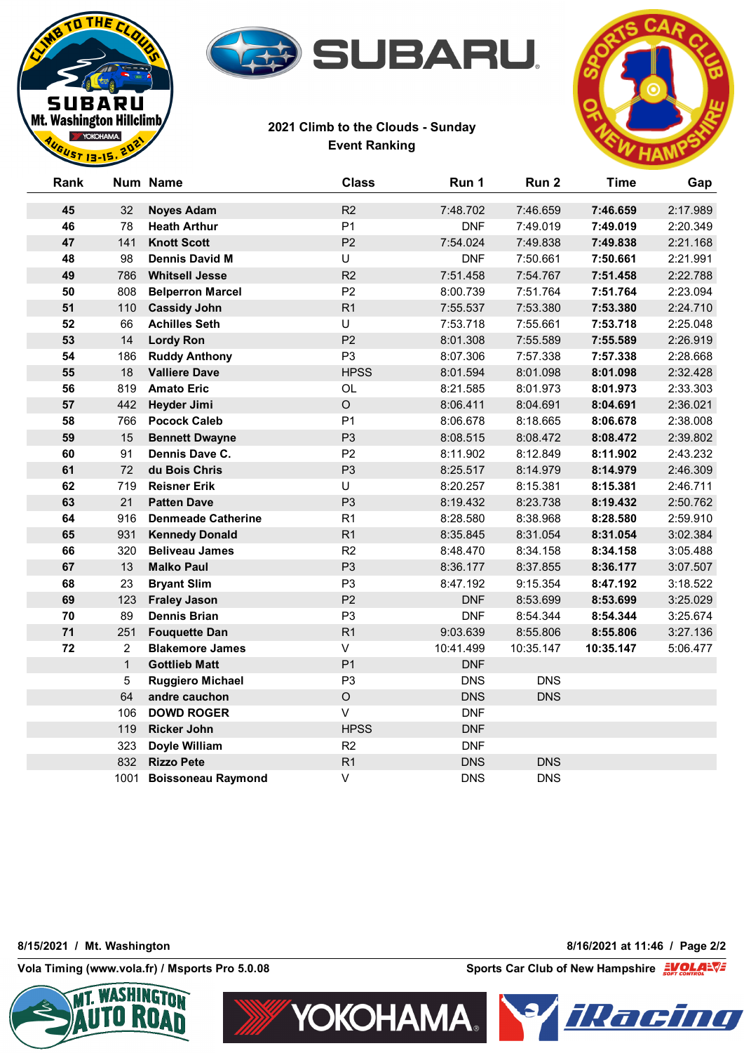**2021 Climb to the Clouds - Sunday**
**Event Ranking**

| Rank | Num | Name | Class | Run 1 | Run 2 | Time | Gap |
|---|---|---|---|---|---|---|---|
| **45** | 32 | **Noyes Adam** | R2 | 7:48.702 | 7:46.659 | **7:46.659** | 2:17.989 |
| **46** | 78 | **Heath Arthur** | P1 | DNF | 7:49.019 | **7:49.019** | 2:20.349 |
| **47** | 141 | **Knott Scott** | P2 | 7:54.024 | 7:49.838 | **7:49.838** | 2:21.168 |
| **48** | 98 | **Dennis David M** | U | DNF | 7:50.661 | **7:50.661** | 2:21.991 |
| **49** | 786 | **Whitsell Jesse** | R2 | 7:51.458 | 7:54.767 | **7:51.458** | 2:22.788 |
| **50** | 808 | **Belperron Marcel** | P2 | 8:00.739 | 7:51.764 | **7:51.764** | 2:23.094 |
| **51** | 110 | **Cassidy John** | R1 | 7:55.537 | 7:53.380 | **7:53.380** | 2:24.710 |
| **52** | 66 | **Achilles Seth** | U | 7:53.718 | 7:55.661 | **7:53.718** | 2:25.048 |
| **53** | 14 | **Lordy Ron** | P2 | 8:01.308 | 7:55.589 | **7:55.589** | 2:26.919 |
| **54** | 186 | **Ruddy Anthony** | P3 | 8:07.306 | 7:57.338 | **7:57.338** | 2:28.668 |
| **55** | 18 | **Valliere Dave** | HPSS | 8:01.594 | 8:01.098 | **8:01.098** | 2:32.428 |
| **56** | 819 | **Amato Eric** | OL | 8:21.585 | 8:01.973 | **8:01.973** | 2:33.303 |
| **57** | 442 | **Heyder Jimi** | O | 8:06.411 | 8:04.691 | **8:04.691** | 2:36.021 |
| **58** | 766 | **Pocock Caleb** | P1 | 8:06.678 | 8:18.665 | **8:06.678** | 2:38.008 |
| **59** | 15 | **Bennett Dwayne** | P3 | 8:08.515 | 8:08.472 | **8:08.472** | 2:39.802 |
| **60** | 91 | **Dennis Dave C.** | P2 | 8:11.902 | 8:12.849 | **8:11.902** | 2:43.232 |
| **61** | 72 | **du Bois Chris** | P3 | 8:25.517 | 8:14.979 | **8:14.979** | 2:46.309 |
| **62** | 719 | **Reisner Erik** | U | 8:20.257 | 8:15.381 | **8:15.381** | 2:46.711 |
| **63** | 21 | **Patten Dave** | P3 | 8:19.432 | 8:23.738 | **8:19.432** | 2:50.762 |
| **64** | 916 | **Denmeade Catherine** | R1 | 8:28.580 | 8:38.968 | **8:28.580** | 2:59.910 |
| **65** | 931 | **Kennedy Donald** | R1 | 8:35.845 | 8:31.054 | **8:31.054** | 3:02.384 |
| **66** | 320 | **Beliveau James** | R2 | 8:48.470 | 8:34.158 | **8:34.158** | 3:05.488 |
| **67** | 13 | **Malko Paul** | P3 | 8:36.177 | 8:37.855 | **8:36.177** | 3:07.507 |
| **68** | 23 | **Bryant Slim** | P3 | 8:47.192 | 9:15.354 | **8:47.192** | 3:18.522 |
| **69** | 123 | **Fraley Jason** | P2 | DNF | 8:53.699 | **8:53.699** | 3:25.029 |
| **70** | 89 | **Dennis Brian** | P3 | DNF | 8:54.344 | **8:54.344** | 3:25.674 |
| **71** | 251 | **Fouquette Dan** | R1 | 9:03.639 | 8:55.806 | **8:55.806** | 3:27.136 |
| **72** | 2 | **Blakemore James** | V | 10:41.499 | 10:35.147 | **10:35.147** | 5:06.477 |
| | 1 | **Gottlieb Matt** | P1 | DNF | | | |
| | 5 | **Ruggiero Michael** | P3 | DNS | DNS | | |
| | 64 | **andre cauchon** | O | DNS | DNS | | |
| | 106 | **DOWD ROGER** | V | DNF | | | |
| | 119 | **Ricker John** | HPSS | DNF | | | |
| | 323 | **Doyle William** | R2 | DNF | | | |
| | 832 | **Rizzo Pete** | R1 | DNS | DNS | | |
| | 1001 | **Boissoneau Raymond** | V | DNS | DNS | | |

**8/15/2021 / Mt. Washington** — **8/16/2021 at 11:46**

**Vola Timing (www.vola.fr) / Msports Pro 5.0.08** — **Sports Car Club of New Hampshire**